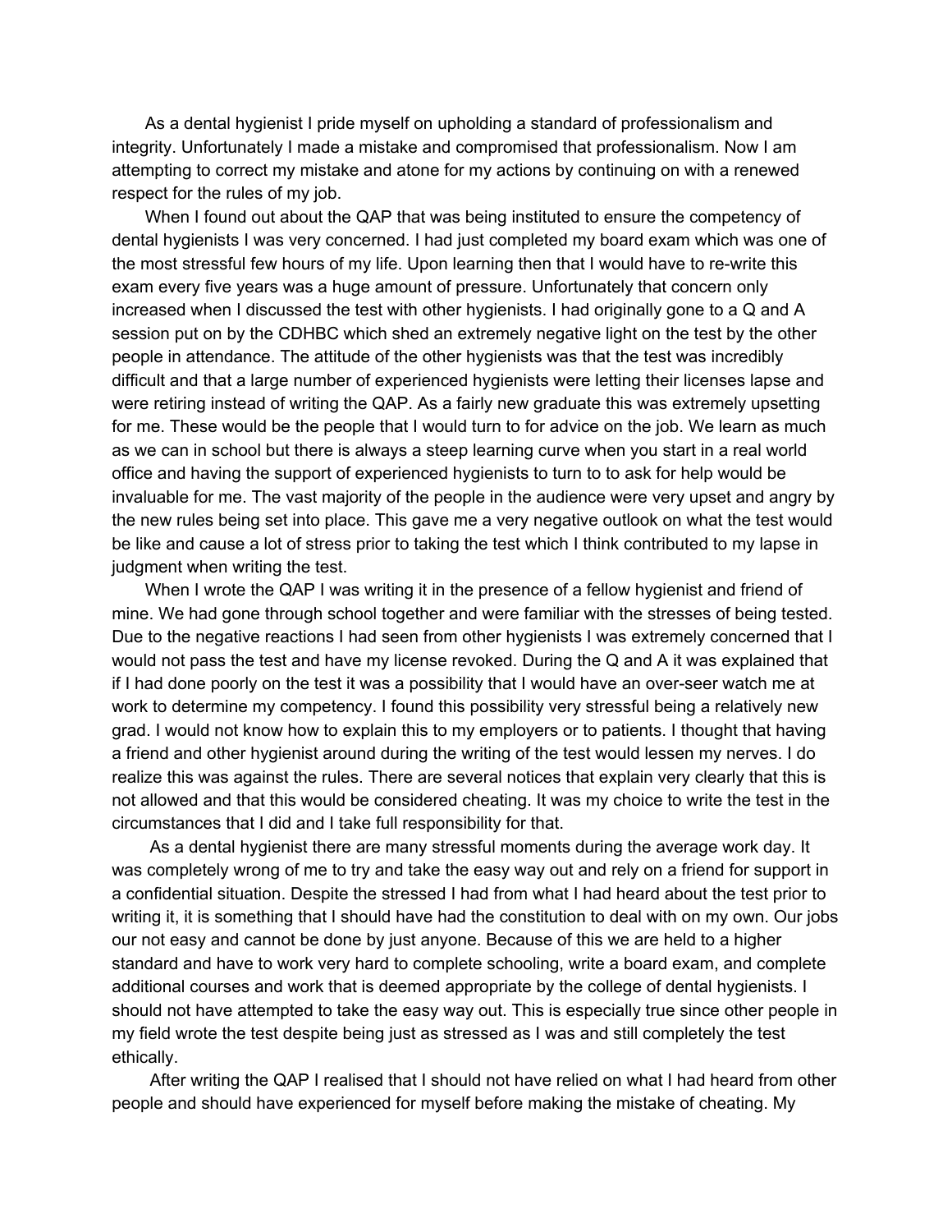As a dental hygienist I pride myself on upholding a standard of professionalism and integrity. Unfortunately I made a mistake and compromised that professionalism. Now I am attempting to correct my mistake and atone for my actions by continuing on with a renewed respect for the rules of my job.

When I found out about the QAP that was being instituted to ensure the competency of dental hygienists I was very concerned. I had just completed my board exam which was one of the most stressful few hours of my life. Upon learning then that I would have to re-write this exam every five years was a huge amount of pressure. Unfortunately that concern only increased when I discussed the test with other hygienists. I had originally gone to a Q and A session put on by the CDHBC which shed an extremely negative light on the test by the other people in attendance. The attitude of the other hygienists was that the test was incredibly difficult and that a large number of experienced hygienists were letting their licenses lapse and were retiring instead of writing the QAP. As a fairly new graduate this was extremely upsetting for me. These would be the people that I would turn to for advice on the job. We learn as much as we can in school but there is always a steep learning curve when you start in a real world office and having the support of experienced hygienists to turn to to ask for help would be invaluable for me. The vast majority of the people in the audience were very upset and angry by the new rules being set into place. This gave me a very negative outlook on what the test would be like and cause a lot of stress prior to taking the test which I think contributed to my lapse in judgment when writing the test.

When I wrote the QAP I was writing it in the presence of a fellow hygienist and friend of mine. We had gone through school together and were familiar with the stresses of being tested. Due to the negative reactions I had seen from other hygienists I was extremely concerned that I would not pass the test and have my license revoked. During the Q and A it was explained that if I had done poorly on the test it was a possibility that I would have an over-seer watch me at work to determine my competency. I found this possibility very stressful being a relatively new grad. I would not know how to explain this to my employers or to patients. I thought that having a friend and other hygienist around during the writing of the test would lessen my nerves. I do realize this was against the rules. There are several notices that explain very clearly that this is not allowed and that this would be considered cheating. It was my choice to write the test in the circumstances that I did and I take full responsibility for that.

As a dental hygienist there are many stressful moments during the average work day. It was completely wrong of me to try and take the easy way out and rely on a friend for support in a confidential situation. Despite the stressed I had from what I had heard about the test prior to writing it, it is something that I should have had the constitution to deal with on my own. Our jobs our not easy and cannot be done by just anyone. Because of this we are held to a higher standard and have to work very hard to complete schooling, write a board exam, and complete additional courses and work that is deemed appropriate by the college of dental hygienists. I should not have attempted to take the easy way out. This is especially true since other people in my field wrote the test despite being just as stressed as I was and still completely the test ethically.

After writing the QAP I realised that I should not have relied on what I had heard from other people and should have experienced for myself before making the mistake of cheating. My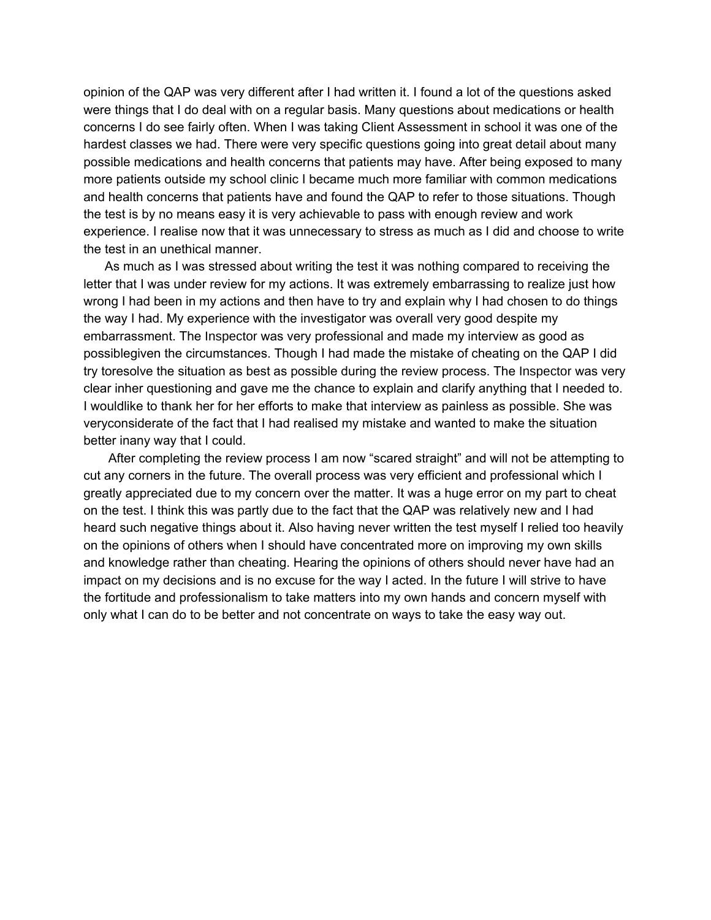opinion of the QAP was very different after I had written it. I found a lot of the questions asked were things that I do deal with on a regular basis. Many questions about medications or health concerns I do see fairly often. When I was taking Client Assessment in school it was one of the hardest classes we had. There were very specific questions going into great detail about many possible medications and health concerns that patients may have. After being exposed to many more patients outside my school clinic I became much more familiar with common medications and health concerns that patients have and found the QAP to refer to those situations. Though the test is by no means easy it is very achievable to pass with enough review and work experience. I realise now that it was unnecessary to stress as much as I did and choose to write the test in an unethical manner.

As much as I was stressed about writing the test it was nothing compared to receiving the letter that I was under review for my actions. It was extremely embarrassing to realize just how wrong I had been in my actions and then have to try and explain why I had chosen to do things the way I had. My experience with the investigator was overall very good despite my embarrassment. The Inspector was very professional and made my interview as good as possiblegiven the circumstances. Though I had made the mistake of cheating on the QAP I did try toresolve the situation as best as possible during the review process. The Inspector was very clear inher questioning and gave me the chance to explain and clarify anything that I needed to. I wouldlike to thank her for her efforts to make that interview as painless as possible. She was veryconsiderate of the fact that I had realised my mistake and wanted to make the situation better inany way that I could.

After completing the review process I am now “scared straight” and will not be attempting to cut any corners in the future. The overall process was very efficient and professional which I greatly appreciated due to my concern over the matter. It was a huge error on my part to cheat on the test. I think this was partly due to the fact that the QAP was relatively new and I had heard such negative things about it. Also having never written the test myself I relied too heavily on the opinions of others when I should have concentrated more on improving my own skills and knowledge rather than cheating. Hearing the opinions of others should never have had an impact on my decisions and is no excuse for the way I acted. In the future I will strive to have the fortitude and professionalism to take matters into my own hands and concern myself with only what I can do to be better and not concentrate on ways to take the easy way out.